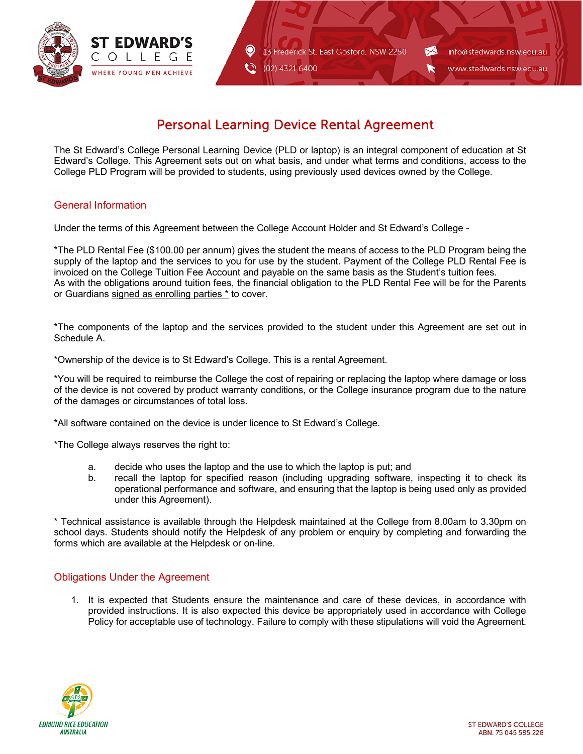# Personal Learning Device Rental Agreement

The St Edward's College Personal Learning Device (PLD or laptop) is an integral component of education at St Edward's College. This Agreement sets out on what basis, and under what terms and conditions, access to the College PLD Program will be provided to students, using previously used devices owned by the College.

## General Information

Under the terms of this Agreement between the College Account Holder and St Edward's College -

*The PLD Rental Fee ($100.00 per annum) gives the student the means of access to the PLD Program being the supply of the laptop and the services to you for use by the student. Payment of the College PLD Rental Fee is invoiced on the College Tuition Fee Account and payable on the same basis as the Student's tuition fees.
As with the obligations around tuition fees, the financial obligation to the PLD Rental Fee will be for the Parents or Guardians signed as enrolling parties * to cover.

*The components of the laptop and the services provided to the student under this Agreement are set out in Schedule A.

*Ownership of the device is to St Edward's College. This is a rental Agreement.

*You will be required to reimburse the College the cost of repairing or replacing the laptop where damage or loss of the device is not covered by product warranty conditions, or the College insurance program due to the nature of the damages or circumstances of total loss.

*All software contained on the device is under licence to St Edward's College.

*The College always reserves the right to:

a. decide who uses the laptop and the use to which the laptop is put; and
b. recall the laptop for specified reason (including upgrading software, inspecting it to check its operational performance and software, and ensuring that the laptop is being used only as provided under this Agreement).

* Technical assistance is available through the Helpdesk maintained at the College from 8.00am to 3.30pm on school days. Students should notify the Helpdesk of any problem or enquiry by completing and forwarding the forms which are available at the Helpdesk or on-line.

## Obligations Under the Agreement

1. It is expected that Students ensure the maintenance and care of these devices, in accordance with provided instructions. It is also expected this device be appropriately used in accordance with College Policy for acceptable use of technology. Failure to comply with these stipulations will void the Agreement.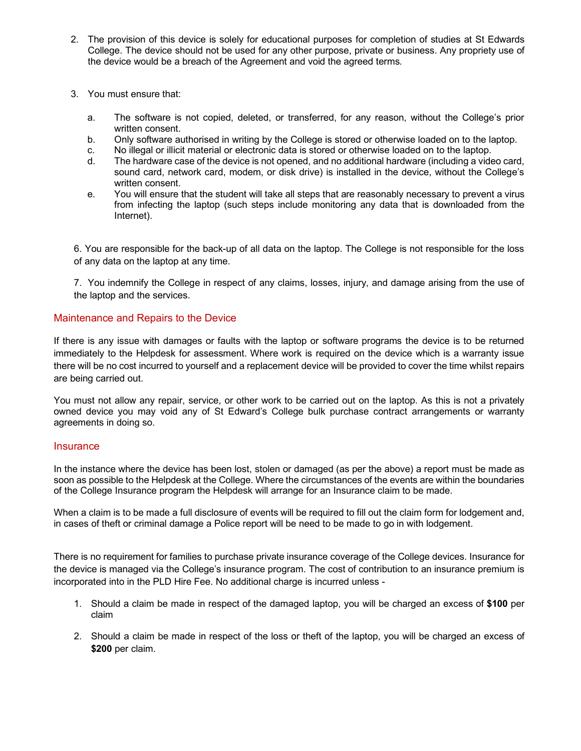2. The provision of this device is solely for educational purposes for completion of studies at St Edwards College. The device should not be used for any other purpose, private or business. Any propriety use of the device would be a breach of the Agreement and void the agreed terms.

3. You must ensure that:

   a. The software is not copied, deleted, or transferred, for any reason, without the College's prior written consent.
   b. Only software authorised in writing by the College is stored or otherwise loaded on to the laptop.
   c. No illegal or illicit material or electronic data is stored or otherwise loaded on to the laptop.
   d. The hardware case of the device is not opened, and no additional hardware (including a video card, sound card, network card, modem, or disk drive) is installed in the device, without the College's written consent.
   e. You will ensure that the student will take all steps that are reasonably necessary to prevent a virus from infecting the laptop (such steps include monitoring any data that is downloaded from the Internet).

6. You are responsible for the back-up of all data on the laptop. The College is not responsible for the loss of any data on the laptop at any time.

7. You indemnify the College in respect of any claims, losses, injury, and damage arising from the use of the laptop and the services.

## Maintenance and Repairs to the Device

If there is any issue with damages or faults with the laptop or software programs the device is to be returned immediately to the Helpdesk for assessment. Where work is required on the device which is a warranty issue there will be no cost incurred to yourself and a replacement device will be provided to cover the time whilst repairs are being carried out.

You must not allow any repair, service, or other work to be carried out on the laptop. As this is not a privately owned device you may void any of St Edward's College bulk purchase contract arrangements or warranty agreements in doing so.

## Insurance

In the instance where the device has been lost, stolen or damaged (as per the above) a report must be made as soon as possible to the Helpdesk at the College. Where the circumstances of the events are within the boundaries of the College Insurance program the Helpdesk will arrange for an Insurance claim to be made.

When a claim is to be made a full disclosure of events will be required to fill out the claim form for lodgement and, in cases of theft or criminal damage a Police report will be need to be made to go in with lodgement.

There is no requirement for families to purchase private insurance coverage of the College devices. Insurance for the device is managed via the College's insurance program. The cost of contribution to an insurance premium is incorporated into in the PLD Hire Fee. No additional charge is incurred unless -

1. Should a claim be made in respect of the damaged laptop, you will be charged an excess of **$100** per claim

2. Should a claim be made in respect of the loss or theft of the laptop, you will be charged an excess of **$200** per claim.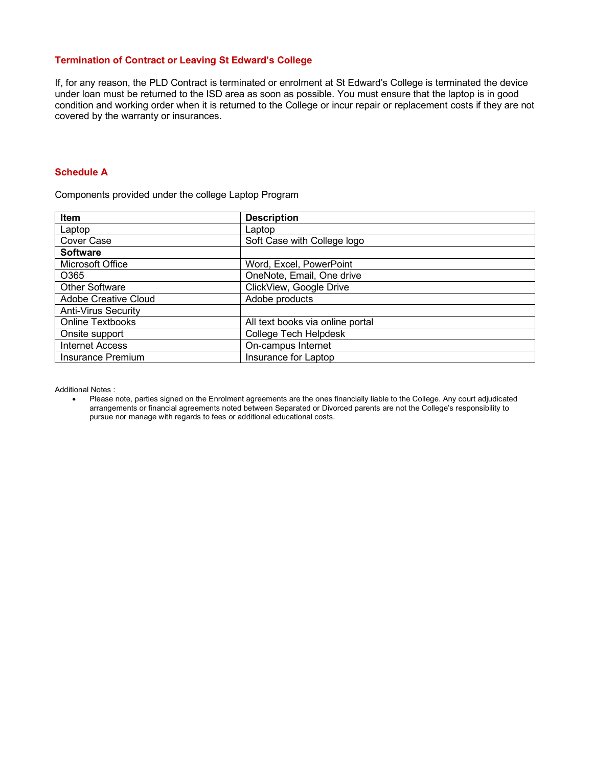## Termination of Contract or Leaving St Edward's College

If, for any reason, the PLD Contract is terminated or enrolment at St Edward's College is terminated the device under loan must be returned to the ISD area as soon as possible. You must ensure that the laptop is in good condition and working order when it is returned to the College or incur repair or replacement costs if they are not covered by the warranty or insurances.

## Schedule A

Components provided under the college Laptop Program

| Item | Description |
|---|---|
| Laptop | Laptop |
| Cover Case | Soft Case with College logo |
| **Software** | |
| Microsoft Office | Word, Excel, PowerPoint |
| O365 | OneNote, Email, One drive |
| Other Software | ClickView, Google Drive |
| Adobe Creative Cloud | Adobe products |
| Anti-Virus Security | |
| Online Textbooks | All text books via online portal |
| Onsite support | College Tech Helpdesk |
| Internet Access | On-campus Internet |
| Insurance Premium | Insurance for Laptop |

Additional Notes :

- Please note, parties signed on the Enrolment agreements are the ones financially liable to the College. Any court adjudicated arrangements or financial agreements noted between Separated or Divorced parents are not the College's responsibility to pursue nor manage with regards to fees or additional educational costs.